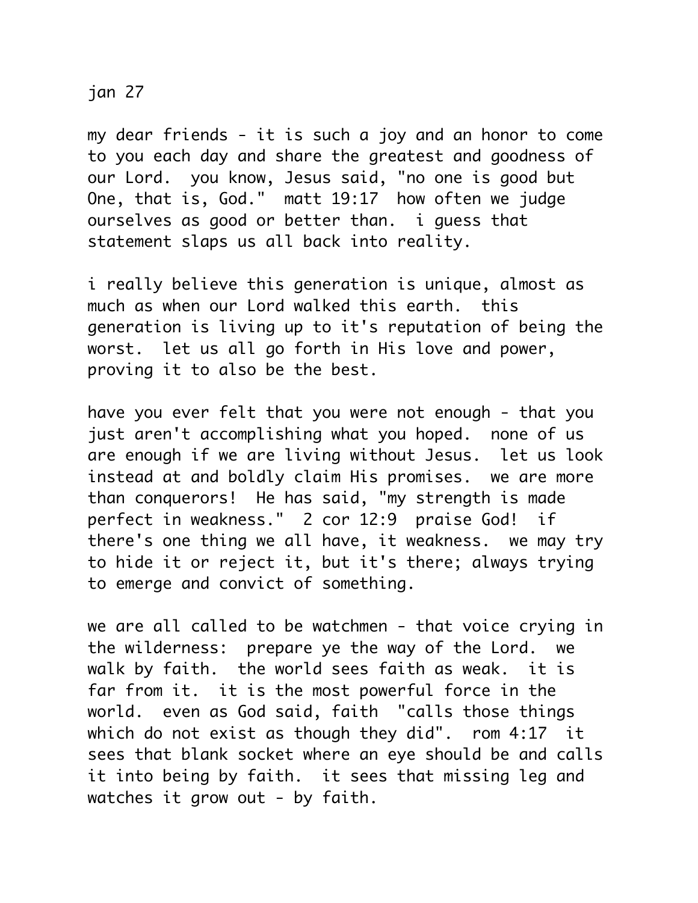jan 27

my dear friends - it is such a joy and an honor to come to you each day and share the greatest and goodness of our Lord. you know, Jesus said, "no one is good but One, that is, God." matt 19:17 how often we judge ourselves as good or better than. i guess that statement slaps us all back into reality.

i really believe this generation is unique, almost as much as when our Lord walked this earth. this generation is living up to it's reputation of being the worst. let us all go forth in His love and power, proving it to also be the best.

have you ever felt that you were not enough - that you just aren't accomplishing what you hoped. none of us are enough if we are living without Jesus. let us look instead at and boldly claim His promises. we are more than conquerors! He has said, "my strength is made perfect in weakness." 2 cor 12:9 praise God! if there's one thing we all have, it weakness. we may try to hide it or reject it, but it's there; always trying to emerge and convict of something.

we are all called to be watchmen - that voice crying in the wilderness: prepare ye the way of the Lord. we walk by faith. the world sees faith as weak. it is far from it. it is the most powerful force in the world. even as God said, faith "calls those things which do not exist as though they did". rom 4:17 it sees that blank socket where an eye should be and calls it into being by faith. it sees that missing leg and watches it grow out - by faith.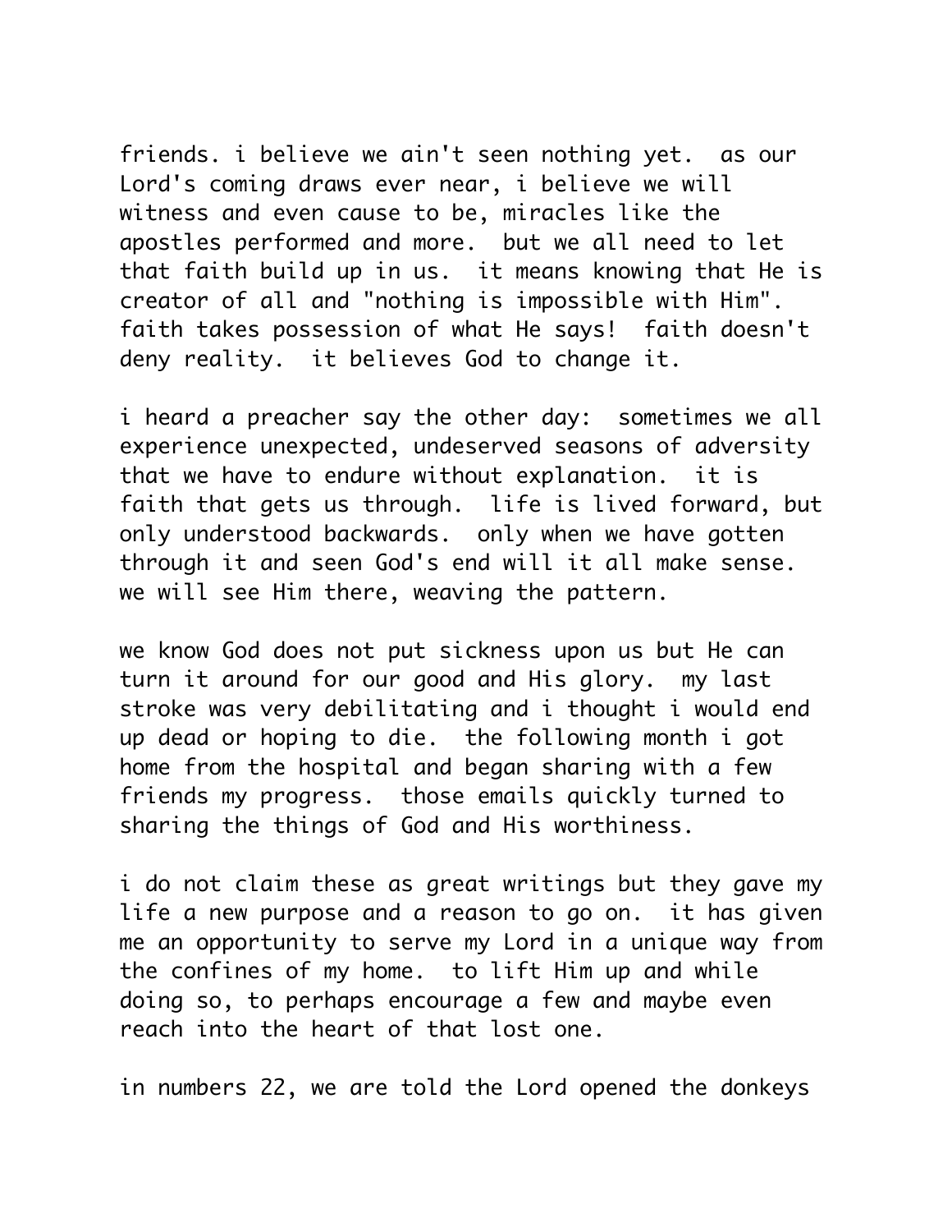friends. i believe we ain't seen nothing yet.  as our Lord's coming draws ever near, i believe we will witness and even cause to be, miracles like the apostles performed and more.  but we all need to let that faith build up in us.  it means knowing that He is creator of all and "nothing is impossible with Him". faith takes possession of what He says!  faith doesn't deny reality.  it believes God to change it.

i heard a preacher say the other day:  sometimes we all experience unexpected, undeserved seasons of adversity that we have to endure without explanation.  it is faith that gets us through.  life is lived forward, but only understood backwards.  only when we have gotten through it and seen God's end will it all make sense. we will see Him there, weaving the pattern.

we know God does not put sickness upon us but He can turn it around for our good and His glory.  my last stroke was very debilitating and i thought i would end up dead or hoping to die.  the following month i got home from the hospital and began sharing with a few friends my progress.  those emails quickly turned to sharing the things of God and His worthiness.

i do not claim these as great writings but they gave my life a new purpose and a reason to go on.  it has given me an opportunity to serve my Lord in a unique way from the confines of my home.  to lift Him up and while doing so, to perhaps encourage a few and maybe even reach into the heart of that lost one.

in numbers 22, we are told the Lord opened the donkeys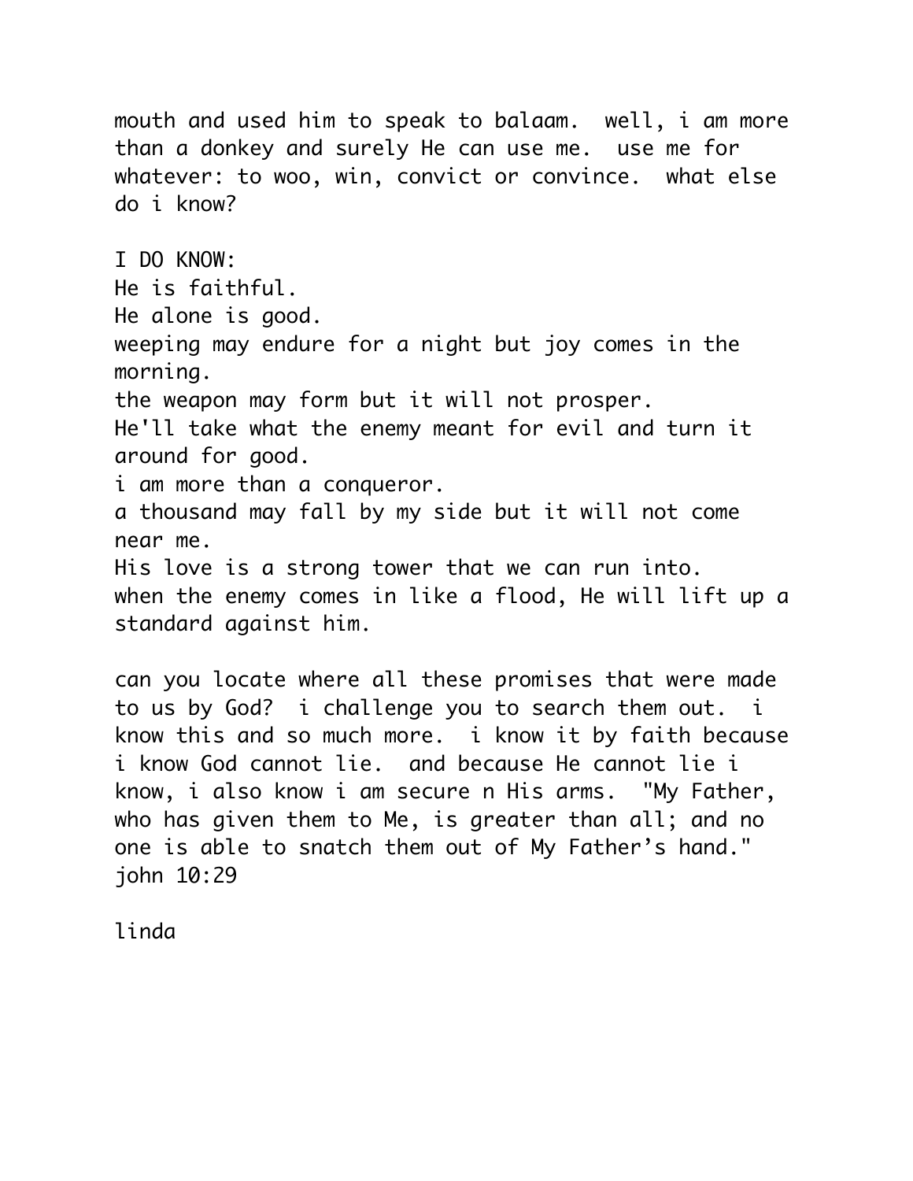mouth and used him to speak to balaam. well, i am more than a donkey and surely He can use me. use me for whatever: to woo, win, convict or convince. what else do i know?

I DO KNOW:
He is faithful.
He alone is good.
weeping may endure for a night but joy comes in the morning.
the weapon may form but it will not prosper.
He'll take what the enemy meant for evil and turn it around for good.
i am more than a conqueror.
a thousand may fall by my side but it will not come near me.
His love is a strong tower that we can run into.
when the enemy comes in like a flood, He will lift up a standard against him.

can you locate where all these promises that were made to us by God? i challenge you to search them out. i know this and so much more. i know it by faith because i know God cannot lie. and because He cannot lie i know, i also know i am secure n His arms. "My Father, who has given them to Me, is greater than all; and no one is able to snatch them out of My Father's hand." john 10:29

linda